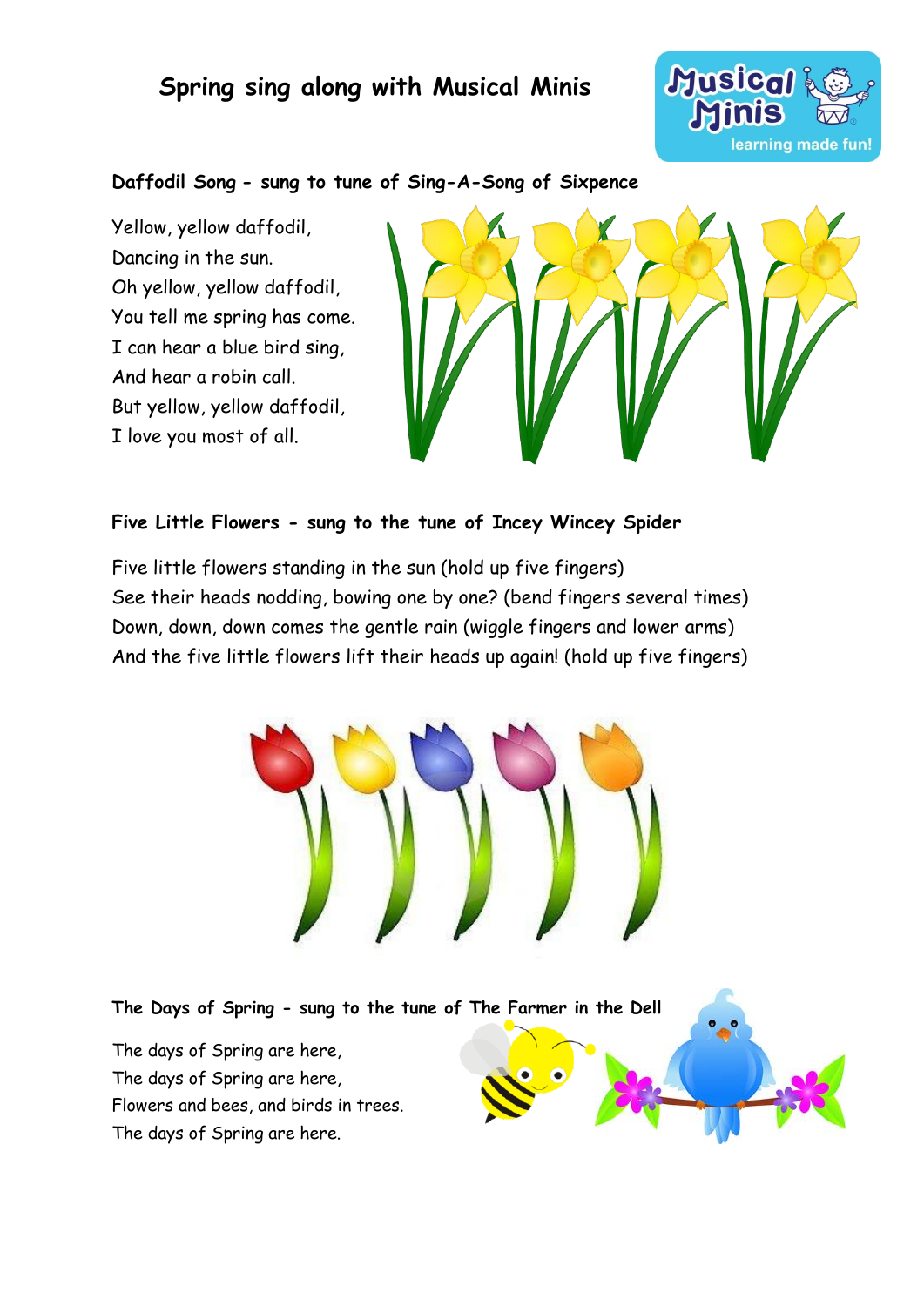# Spring sing along with Musical Minis

### Daffodil Song - sung to tune of Sing-A-Song of Sixpence

Yellow, yellow daffodil,
Dancing in the sun.
Oh yellow, yellow daffodil,
You tell me spring has come.
I can hear a blue bird sing,
And hear a robin call.
But yellow, yellow daffodil,
I love you most of all.

### Five Little Flowers - sung to the tune of Incey Wincey Spider

Five little flowers standing in the sun (hold up five fingers)
See their heads nodding, bowing one by one? (bend fingers several times)
Down, down, down comes the gentle rain (wiggle fingers and lower arms)
And the five little flowers lift their heads up again! (hold up five fingers)

### The Days of Spring - sung to the tune of The Farmer in the Dell

The days of Spring are here,
The days of Spring are here,
Flowers and bees, and birds in trees.
The days of Spring are here.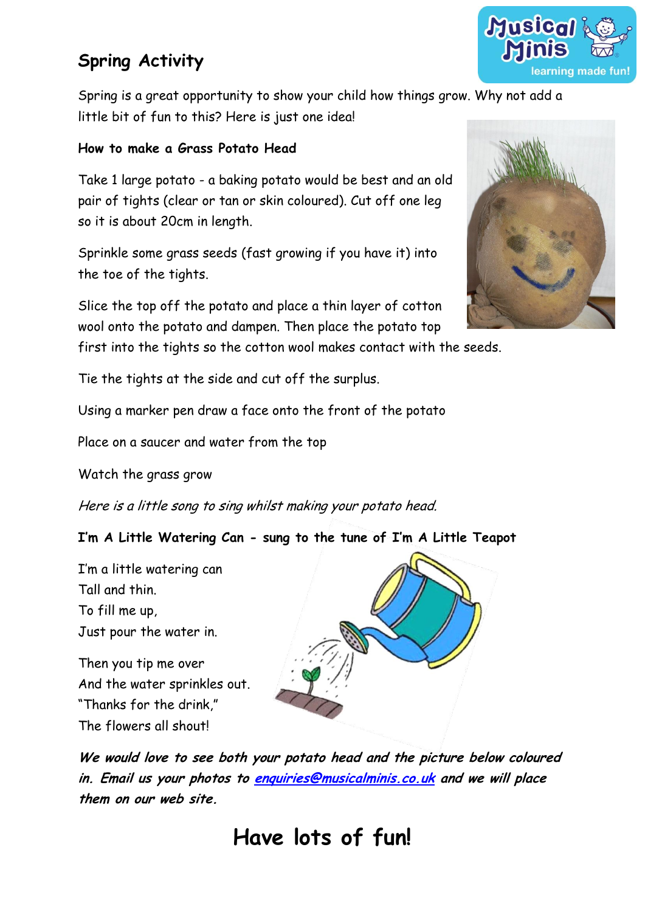## Spring Activity

Spring is a great opportunity to show your child how things grow. Why not add a little bit of fun to this? Here is just one idea!

**How to make a Grass Potato Head**

Take 1 large potato - a baking potato would be best and an old pair of tights (clear or tan or skin coloured). Cut off one leg so it is about 20cm in length.

Sprinkle some grass seeds (fast growing if you have it) into the toe of the tights.

Slice the top off the potato and place a thin layer of cotton wool onto the potato and dampen. Then place the potato top first into the tights so the cotton wool makes contact with the seeds.

Tie the tights at the side and cut off the surplus.

Using a marker pen draw a face onto the front of the potato

Place on a saucer and water from the top

Watch the grass grow

*Here is a little song to sing whilst making your potato head.*

**I'm A Little Watering Can - sung to the tune of I'm A Little Teapot**

I'm a little watering can
Tall and thin.
To fill me up,
Just pour the water in.

Then you tip me over
And the water sprinkles out.
"Thanks for the drink,"
The flowers all shout!

***We would love to see both your potato head and the picture below coloured in. Email us your photos to enquiries@musicalminis.co.uk and we will place them on our web site.***

# Have lots of fun!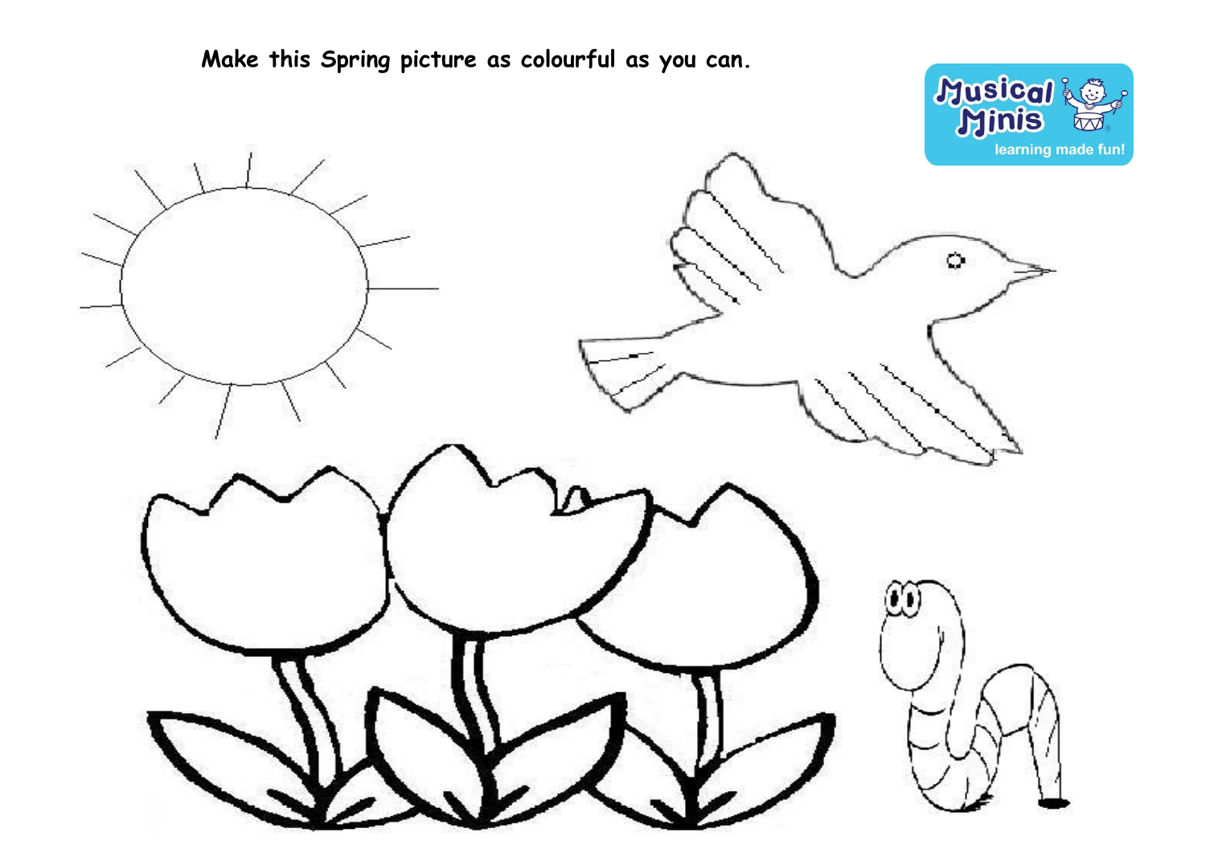Make this Spring picture as colourful as you can.